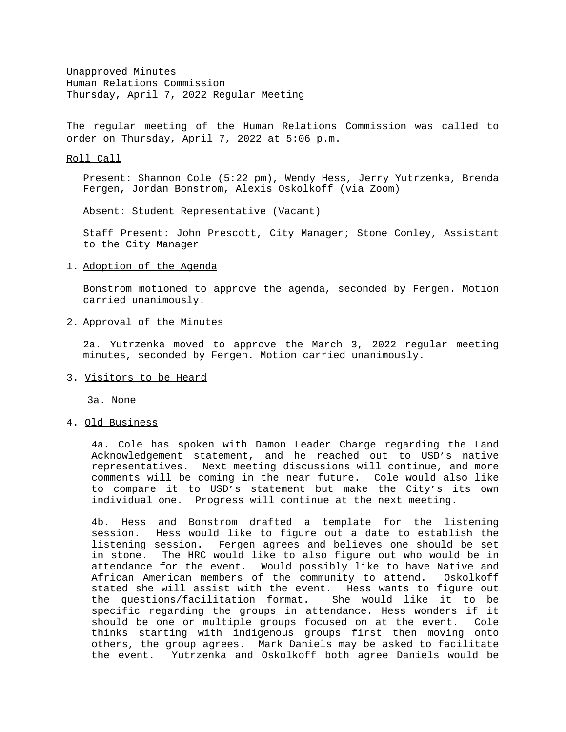Unapproved Minutes
Human Relations Commission
Thursday, April 7, 2022 Regular Meeting

The regular meeting of the Human Relations Commission was called to order on Thursday, April 7, 2022 at 5:06 p.m.

Roll Call

Present: Shannon Cole (5:22 pm), Wendy Hess, Jerry Yutrzenka, Brenda Fergen, Jordan Bonstrom, Alexis Oskolkoff (via Zoom)

Absent: Student Representative (Vacant)

Staff Present: John Prescott, City Manager; Stone Conley, Assistant to the City Manager

1. Adoption of the Agenda

   Bonstrom motioned to approve the agenda, seconded by Fergen. Motion carried unanimously.

2. Approval of the Minutes

   2a. Yutrzenka moved to approve the March 3, 2022 regular meeting minutes, seconded by Fergen. Motion carried unanimously.

3. Visitors to be Heard

   3a. None

4. Old Business

   4a. Cole has spoken with Damon Leader Charge regarding the Land Acknowledgement statement, and he reached out to USD's native representatives. Next meeting discussions will continue, and more comments will be coming in the near future. Cole would also like to compare it to USD's statement but make the City's its own individual one. Progress will continue at the next meeting.

   4b. Hess and Bonstrom drafted a template for the listening session. Hess would like to figure out a date to establish the listening session. Fergen agrees and believes one should be set in stone. The HRC would like to also figure out who would be in attendance for the event. Would possibly like to have Native and African American members of the community to attend. Oskolkoff stated she will assist with the event. Hess wants to figure out the questions/facilitation format. She would like it to be specific regarding the groups in attendance. Hess wonders if it should be one or multiple groups focused on at the event. Cole thinks starting with indigenous groups first then moving onto others, the group agrees. Mark Daniels may be asked to facilitate the event. Yutrzenka and Oskolkoff both agree Daniels would be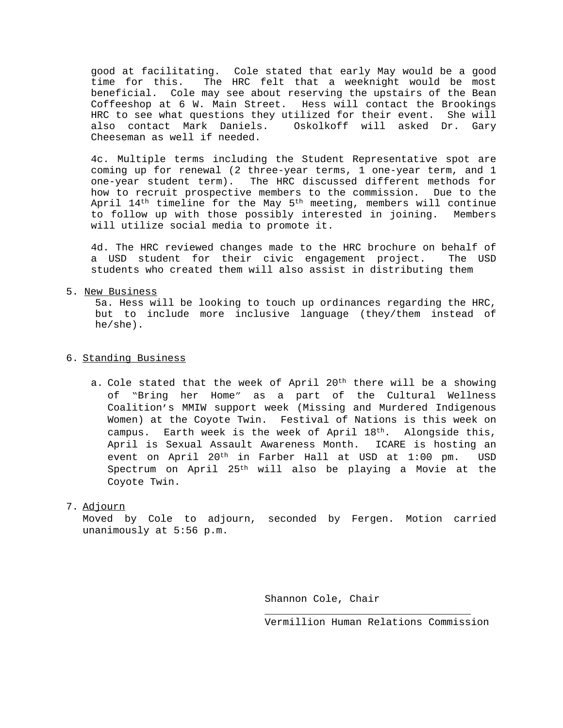good at facilitating. Cole stated that early May would be a good time for this. The HRC felt that a weeknight would be most beneficial. Cole may see about reserving the upstairs of the Bean Coffeeshop at 6 W. Main Street. Hess will contact the Brookings HRC to see what questions they utilized for their event. She will also contact Mark Daniels. Oskolkoff will asked Dr. Gary Cheeseman as well if needed.

4c. Multiple terms including the Student Representative spot are coming up for renewal (2 three-year terms, 1 one-year term, and 1 one-year student term). The HRC discussed different methods for how to recruit prospective members to the commission. Due to the April 14th timeline for the May 5th meeting, members will continue to follow up with those possibly interested in joining. Members will utilize social media to promote it.

4d. The HRC reviewed changes made to the HRC brochure on behalf of a USD student for their civic engagement project. The USD students who created them will also assist in distributing them

5. New Business

   5a. Hess will be looking to touch up ordinances regarding the HRC, but to include more inclusive language (they/them instead of he/she).

6. Standing Business

   a. Cole stated that the week of April 20th there will be a showing of "Bring her Home" as a part of the Cultural Wellness Coalition's MMIW support week (Missing and Murdered Indigenous Women) at the Coyote Twin. Festival of Nations is this week on campus. Earth week is the week of April 18th. Alongside this, April is Sexual Assault Awareness Month. ICARE is hosting an event on April 20th in Farber Hall at USD at 1:00 pm. USD Spectrum on April 25th will also be playing a Movie at the Coyote Twin.

7. Adjourn

   Moved by Cole to adjourn, seconded by Fergen. Motion carried unanimously at 5:56 p.m.

Shannon Cole, Chair

\_\_\_\_\_\_\_\_\_\_\_\_\_\_\_\_\_\_\_\_\_\_\_\_\_\_\_\_\_\_\_\_\_\_\_\_

Vermillion Human Relations Commission